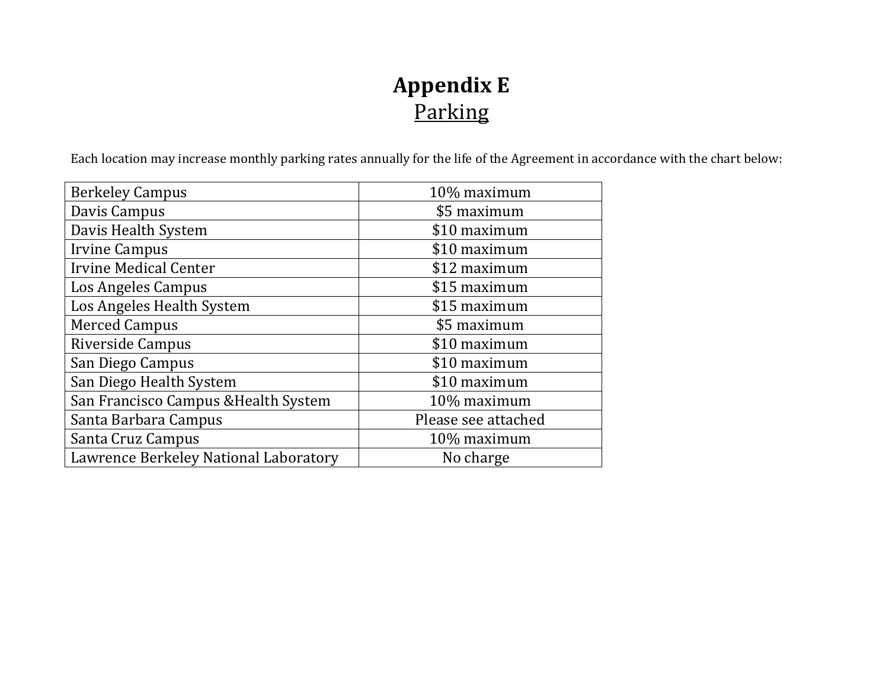# Appendix E

## Parking

Each location may increase monthly parking rates annually for the life of the Agreement in accordance with the chart below:

| | |
|---|---|
| Berkeley Campus | 10% maximum |
| Davis Campus | $5 maximum |
| Davis Health System | $10 maximum |
| Irvine Campus | $10 maximum |
| Irvine Medical Center | $12 maximum |
| Los Angeles Campus | $15 maximum |
| Los Angeles Health System | $15 maximum |
| Merced Campus | $5 maximum |
| Riverside Campus | $10 maximum |
| San Diego Campus | $10 maximum |
| San Diego Health System | $10 maximum |
| San Francisco Campus &Health System | 10% maximum |
| Santa Barbara Campus | Please see attached |
| Santa Cruz Campus | 10% maximum |
| Lawrence Berkeley National Laboratory | No charge |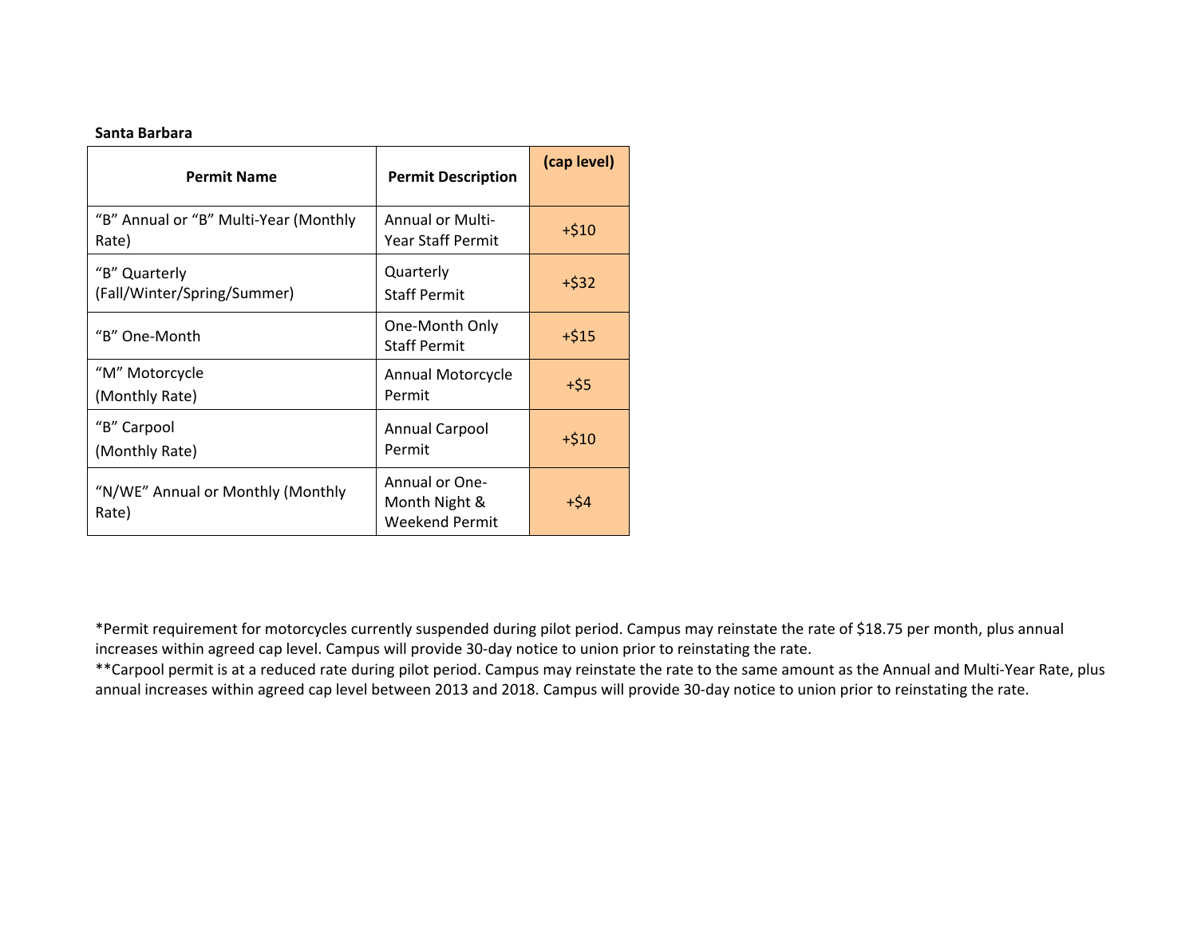**Santa Barbara**

| Permit Name | Permit Description | (cap level) |
|---|---|---|
| "B" Annual or "B" Multi-Year (Monthly Rate) | Annual or Multi-Year Staff Permit | +$10 |
| "B" Quarterly (Fall/Winter/Spring/Summer) | Quarterly Staff Permit | +$32 |
| "B" One-Month | One-Month Only Staff Permit | +$15 |
| "M" Motorcycle (Monthly Rate) | Annual Motorcycle Permit | +$5 |
| "B" Carpool (Monthly Rate) | Annual Carpool Permit | +$10 |
| "N/WE" Annual or Monthly (Monthly Rate) | Annual or One-Month Night & Weekend Permit | +$4 |

*Permit requirement for motorcycles currently suspended during pilot period. Campus may reinstate the rate of $18.75 per month, plus annual increases within agreed cap level. Campus will provide 30-day notice to union prior to reinstating the rate.

**Carpool permit is at a reduced rate during pilot period. Campus may reinstate the rate to the same amount as the Annual and Multi-Year Rate, plus annual increases within agreed cap level between 2013 and 2018. Campus will provide 30-day notice to union prior to reinstating the rate.